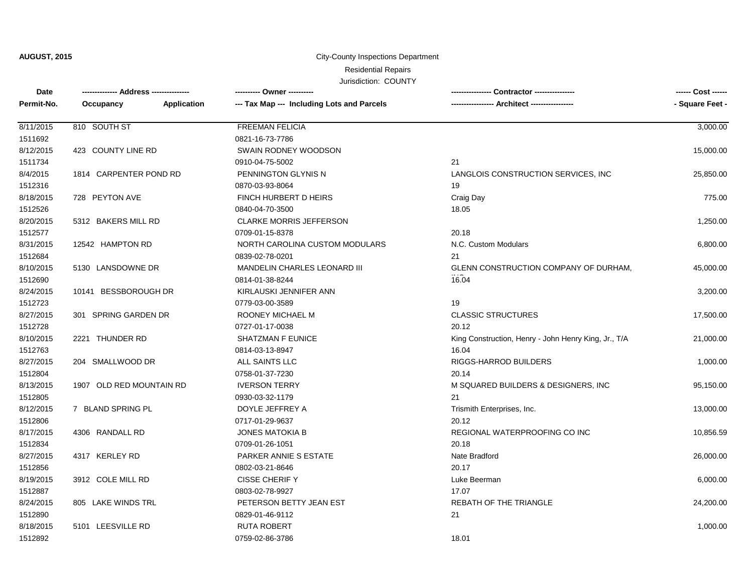**AUGUST, 2015**

City-County Inspections Department

Residential Repairs

Jurisdiction: COUNTY

| Date<br>Permit-No. | -------------- Address --------------<br>Occupancy / Application | ---------- Owner ----------<br>--- Tax Map --- Including Lots and Parcels | ---------------- Contractor ----------------<br>----------------- Architect ----------------- | ------ Cost ------<br>- Square Feet - |
|---|---|---|---|---|
| 8/11/2015<br>1511692 | 810 SOUTH ST | FREEMAN FELICIA<br>0821-16-73-7786 | | 3,000.00 |
| 8/12/2015<br>1511734 | 423 COUNTY LINE RD | SWAIN RODNEY WOODSON<br>0910-04-75-5002 | <br>21 | 15,000.00 |
| 8/4/2015<br>1512316 | 1814 CARPENTER POND RD | PENNINGTON GLYNIS N<br>0870-03-93-8064 | LANGLOIS CONSTRUCTION SERVICES, INC<br>19 | 25,850.00 |
| 8/18/2015<br>1512526 | 728 PEYTON AVE | FINCH HURBERT D HEIRS<br>0840-04-70-3500 | Craig Day<br>18.05 | 775.00 |
| 8/20/2015<br>1512577 | 5312 BAKERS MILL RD | CLARKE MORRIS JEFFERSON<br>0709-01-15-8378 | <br>20.18 | 1,250.00 |
| 8/31/2015<br>1512684 | 12542 HAMPTON RD | NORTH CAROLINA CUSTOM MODULARS<br>0839-02-78-0201 | N.C. Custom Modulars<br>21 | 6,800.00 |
| 8/10/2015<br>1512690 | 5130 LANSDOWNE DR | MANDELIN CHARLES LEONARD III<br>0814-01-38-8244 | GLENN CONSTRUCTION COMPANY OF DURHAM,<br>16.04 | 45,000.00 |
| 8/24/2015<br>1512723 | 10141 BESSBOROUGH DR | KIRLAUSKI JENNIFER ANN<br>0779-03-00-3589 | <br>19 | 3,200.00 |
| 8/27/2015<br>1512728 | 301 SPRING GARDEN DR | ROONEY MICHAEL M<br>0727-01-17-0038 | CLASSIC STRUCTURES<br>20.12 | 17,500.00 |
| 8/10/2015<br>1512763 | 2221 THUNDER RD | SHATZMAN F EUNICE<br>0814-03-13-8947 | King Construction, Henry - John Henry King, Jr., T/A<br>16.04 | 21,000.00 |
| 8/27/2015<br>1512804 | 204 SMALLWOOD DR | ALL SAINTS LLC<br>0758-01-37-7230 | RIGGS-HARROD BUILDERS<br>20.14 | 1,000.00 |
| 8/13/2015<br>1512805 | 1907 OLD RED MOUNTAIN RD | IVERSON TERRY<br>0930-03-32-1179 | M SQUARED BUILDERS & DESIGNERS, INC<br>21 | 95,150.00 |
| 8/12/2015<br>1512806 | 7 BLAND SPRING PL | DOYLE JEFFREY A<br>0717-01-29-9637 | Trismith Enterprises, Inc.<br>20.12 | 13,000.00 |
| 8/17/2015<br>1512834 | 4306 RANDALL RD | JONES MATOKIA B<br>0709-01-26-1051 | REGIONAL WATERPROOFING CO INC<br>20.18 | 10,856.59 |
| 8/27/2015<br>1512856 | 4317 KERLEY RD | PARKER ANNIE S ESTATE<br>0802-03-21-8646 | Nate Bradford<br>20.17 | 26,000.00 |
| 8/19/2015<br>1512887 | 3912 COLE MILL RD | CISSE CHERIF Y<br>0803-02-78-9927 | Luke Beerman<br>17.07 | 6,000.00 |
| 8/24/2015<br>1512890 | 805 LAKE WINDS TRL | PETERSON BETTY JEAN EST<br>0829-01-46-9112 | REBATH OF THE TRIANGLE<br>21 | 24,200.00 |
| 8/18/2015<br>1512892 | 5101 LEESVILLE RD | RUTA ROBERT<br>0759-02-86-3786 | <br>18.01 | 1,000.00 |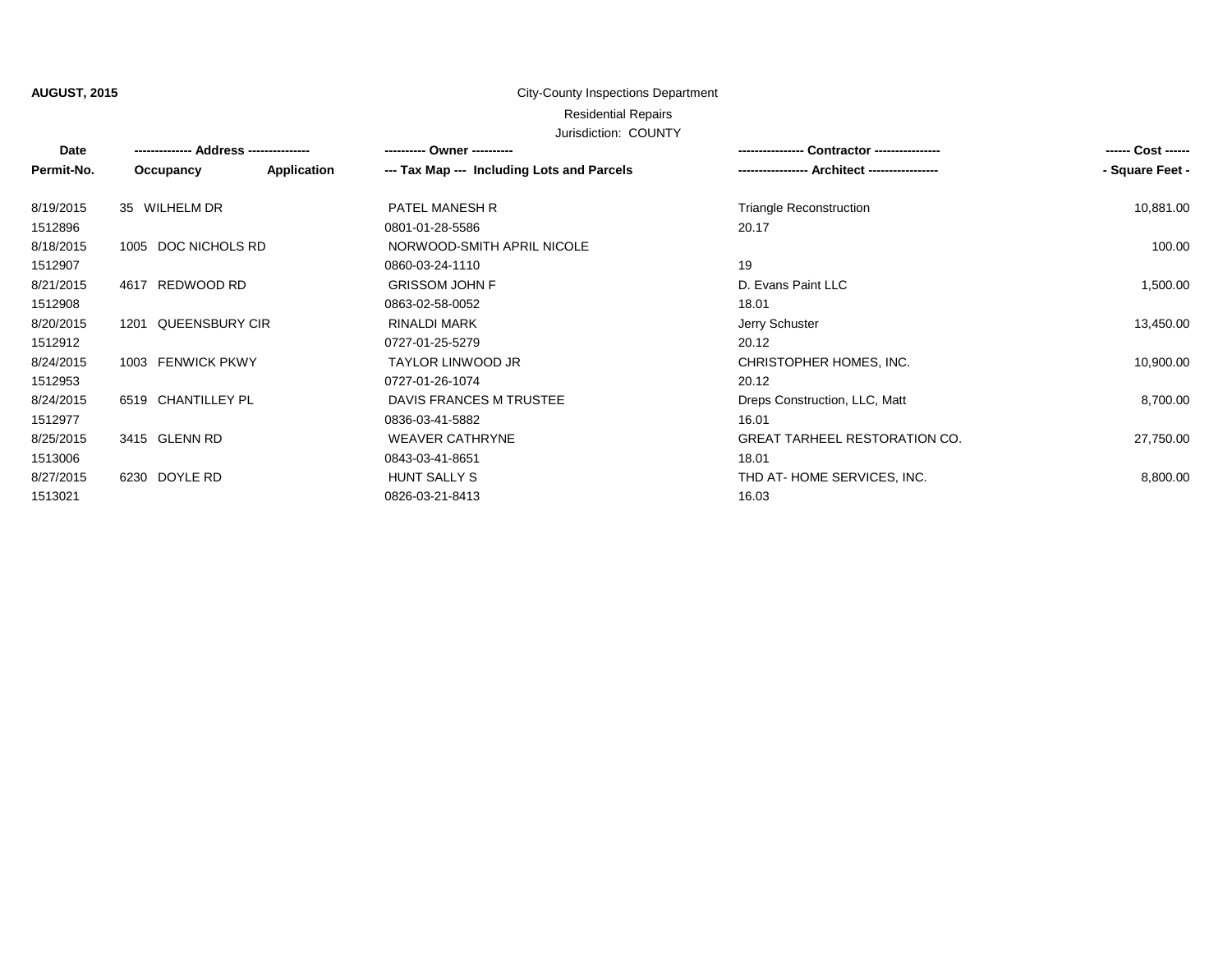**AUGUST, 2015**

City-County Inspections Department

Residential Repairs

Jurisdiction: COUNTY

| Date / Permit-No. | Address / Occupancy | Application | Owner / Tax Map --- Including Lots and Parcels | Contractor / Architect | Cost / Square Feet |
|---|---|---|---|---|---|
| 8/19/2015 | 35 WILHELM DR | | PATEL MANESH R | Triangle Reconstruction | 10,881.00 |
| 1512896 | | | 0801-01-28-5586 | 20.17 | |
| 8/18/2015 | 1005 DOC NICHOLS RD | | NORWOOD-SMITH APRIL NICOLE | | 100.00 |
| 1512907 | | | 0860-03-24-1110 | 19 | |
| 8/21/2015 | 4617 REDWOOD RD | | GRISSOM JOHN F | D. Evans Paint LLC | 1,500.00 |
| 1512908 | | | 0863-02-58-0052 | 18.01 | |
| 8/20/2015 | 1201 QUEENSBURY CIR | | RINALDI MARK | Jerry Schuster | 13,450.00 |
| 1512912 | | | 0727-01-25-5279 | 20.12 | |
| 8/24/2015 | 1003 FENWICK PKWY | | TAYLOR LINWOOD JR | CHRISTOPHER HOMES, INC. | 10,900.00 |
| 1512953 | | | 0727-01-26-1074 | 20.12 | |
| 8/24/2015 | 6519 CHANTILLEY PL | | DAVIS FRANCES M TRUSTEE | Dreps Construction, LLC, Matt | 8,700.00 |
| 1512977 | | | 0836-03-41-5882 | 16.01 | |
| 8/25/2015 | 3415 GLENN RD | | WEAVER CATHRYNE | GREAT TARHEEL RESTORATION CO. | 27,750.00 |
| 1513006 | | | 0843-03-41-8651 | 18.01 | |
| 8/27/2015 | 6230 DOYLE RD | | HUNT SALLY S | THD AT- HOME SERVICES, INC. | 8,800.00 |
| 1513021 | | | 0826-03-21-8413 | 16.03 | |